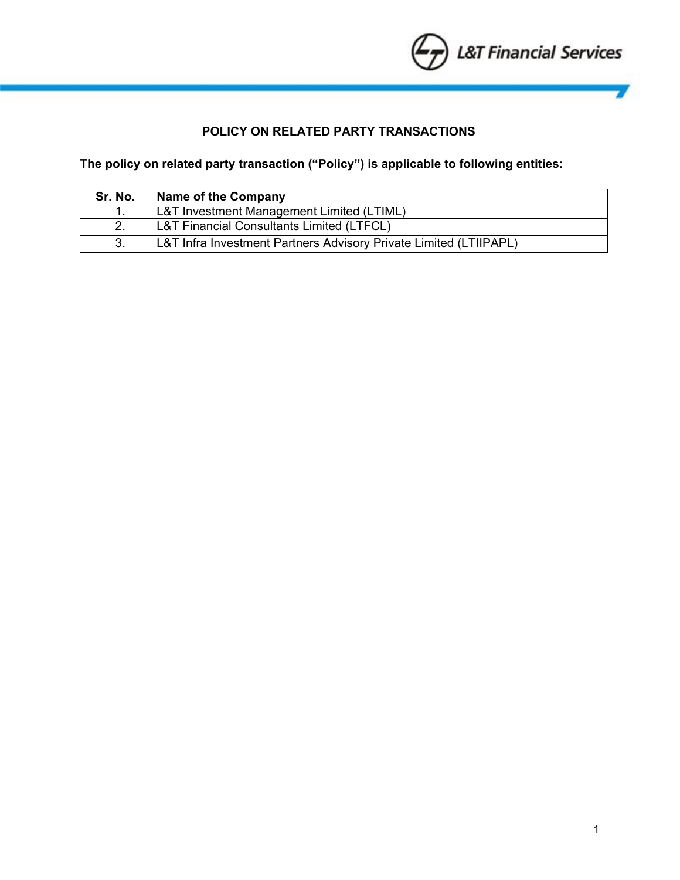# POLICY ON RELATED PARTY TRANSACTIONS

**The policy on related party transaction ("Policy") is applicable to following entities:**

| Sr. No. | Name of the Company |
|---|---|
| 1. | L&T Investment Management Limited (LTIML) |
| 2. | L&T Financial Consultants Limited (LTFCL) |
| 3. | L&T Infra Investment Partners Advisory Private Limited (LTIIPAPL) |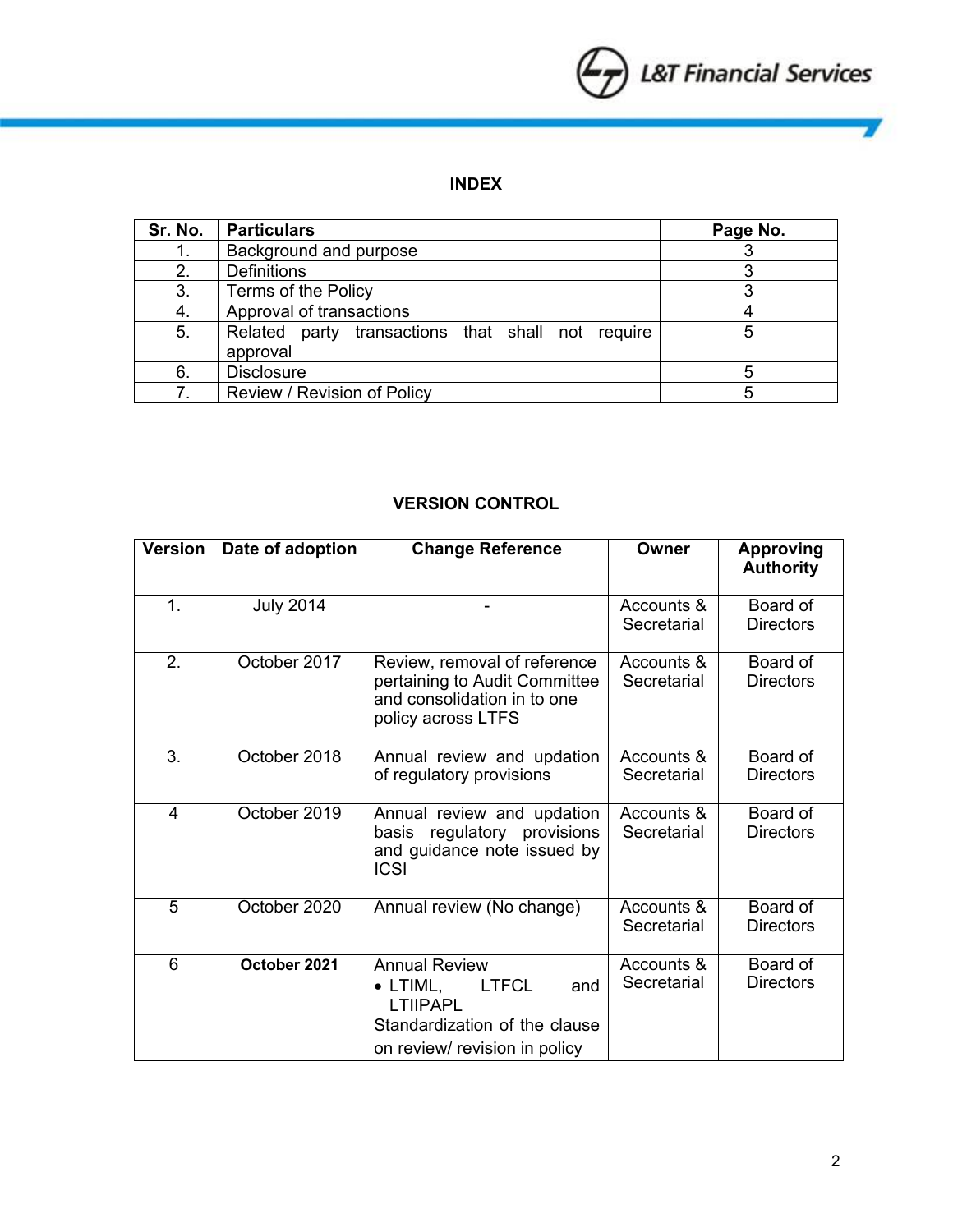## INDEX

| Sr. No. | Particulars | Page No. |
|---|---|---|
| 1. | Background and purpose | 3 |
| 2. | Definitions | 3 |
| 3. | Terms of the Policy | 3 |
| 4. | Approval of transactions | 4 |
| 5. | Related party transactions that shall not require approval | 5 |
| 6. | Disclosure | 5 |
| 7. | Review / Revision of Policy | 5 |

## VERSION CONTROL

| Version | Date of adoption | Change Reference | Owner | Approving Authority |
|---|---|---|---|---|
| 1. | July 2014 | - | Accounts & Secretarial | Board of Directors |
| 2. | October 2017 | Review, removal of reference pertaining to Audit Committee and consolidation in to one policy across LTFS | Accounts & Secretarial | Board of Directors |
| 3. | October 2018 | Annual review and updation of regulatory provisions | Accounts & Secretarial | Board of Directors |
| 4 | October 2019 | Annual review and updation basis regulatory provisions and guidance note issued by ICSI | Accounts & Secretarial | Board of Directors |
| 5 | October 2020 | Annual review (No change) | Accounts & Secretarial | Board of Directors |
| 6 | **October 2021** | Annual Review<br>• LTIML, LTFCL and LTIIPAPL<br>Standardization of the clause on review/ revision in policy | Accounts & Secretarial | Board of Directors |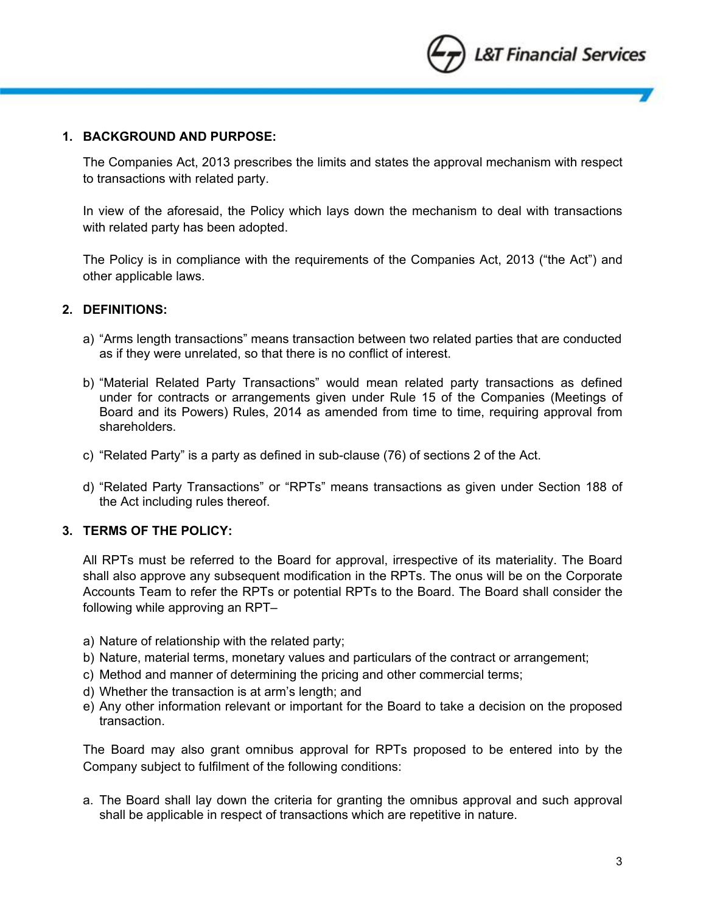## 1. BACKGROUND AND PURPOSE:

The Companies Act, 2013 prescribes the limits and states the approval mechanism with respect to transactions with related party.

In view of the aforesaid, the Policy which lays down the mechanism to deal with transactions with related party has been adopted.

The Policy is in compliance with the requirements of the Companies Act, 2013 ("the Act") and other applicable laws.

## 2. DEFINITIONS:

a) "Arms length transactions" means transaction between two related parties that are conducted as if they were unrelated, so that there is no conflict of interest.

b) "Material Related Party Transactions" would mean related party transactions as defined under for contracts or arrangements given under Rule 15 of the Companies (Meetings of Board and its Powers) Rules, 2014 as amended from time to time, requiring approval from shareholders.

c) "Related Party" is a party as defined in sub-clause (76) of sections 2 of the Act.

d) "Related Party Transactions" or "RPTs" means transactions as given under Section 188 of the Act including rules thereof.

## 3. TERMS OF THE POLICY:

All RPTs must be referred to the Board for approval, irrespective of its materiality. The Board shall also approve any subsequent modification in the RPTs. The onus will be on the Corporate Accounts Team to refer the RPTs or potential RPTs to the Board. The Board shall consider the following while approving an RPT–

a) Nature of relationship with the related party;
b) Nature, material terms, monetary values and particulars of the contract or arrangement;
c) Method and manner of determining the pricing and other commercial terms;
d) Whether the transaction is at arm's length; and
e) Any other information relevant or important for the Board to take a decision on the proposed transaction.

The Board may also grant omnibus approval for RPTs proposed to be entered into by the Company subject to fulfilment of the following conditions:

a. The Board shall lay down the criteria for granting the omnibus approval and such approval shall be applicable in respect of transactions which are repetitive in nature.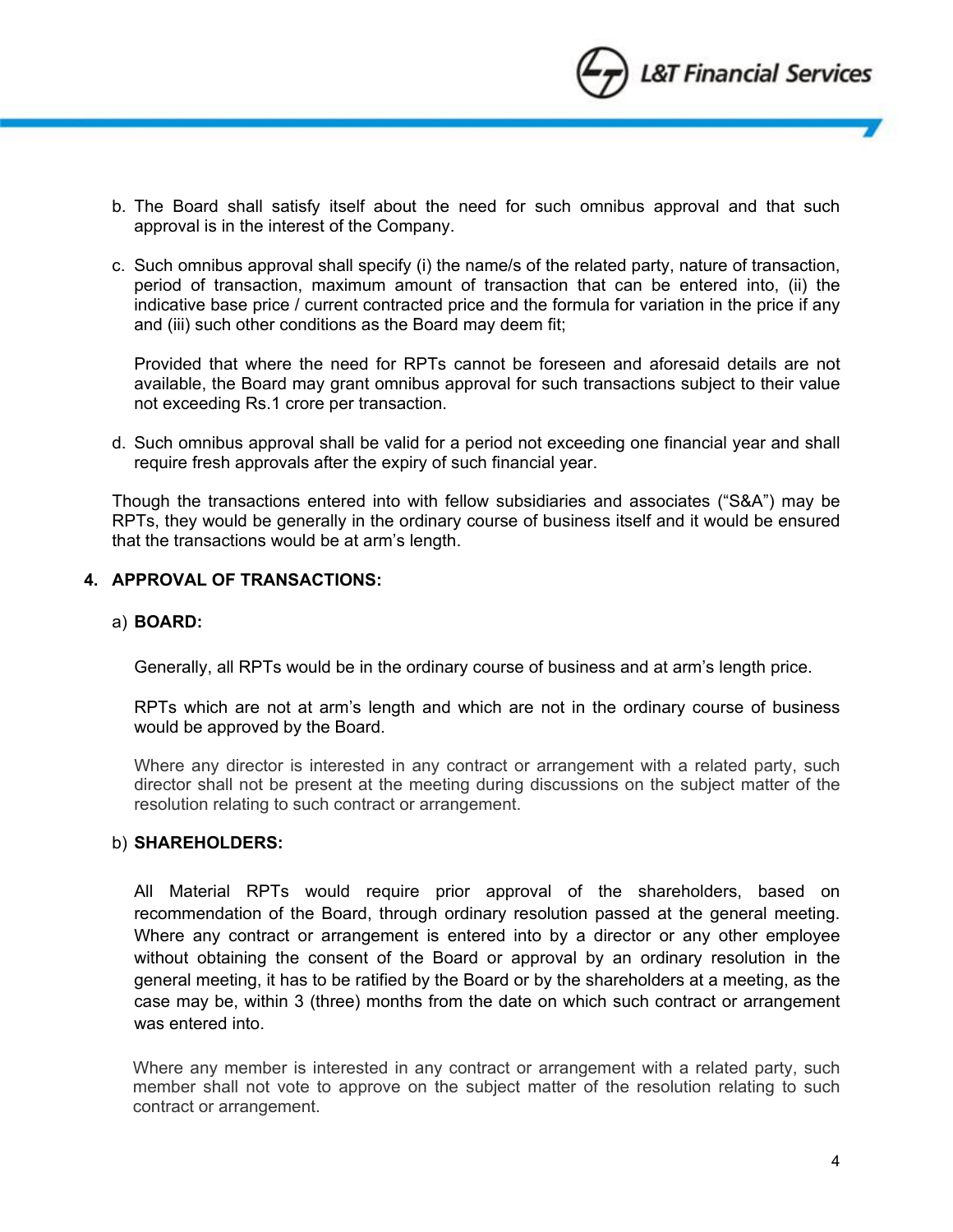b. The Board shall satisfy itself about the need for such omnibus approval and that such approval is in the interest of the Company.

c. Such omnibus approval shall specify (i) the name/s of the related party, nature of transaction, period of transaction, maximum amount of transaction that can be entered into, (ii) the indicative base price / current contracted price and the formula for variation in the price if any and (iii) such other conditions as the Board may deem fit;

   Provided that where the need for RPTs cannot be foreseen and aforesaid details are not available, the Board may grant omnibus approval for such transactions subject to their value not exceeding Rs.1 crore per transaction.

d. Such omnibus approval shall be valid for a period not exceeding one financial year and shall require fresh approvals after the expiry of such financial year.

Though the transactions entered into with fellow subsidiaries and associates ("S&A") may be RPTs, they would be generally in the ordinary course of business itself and it would be ensured that the transactions would be at arm's length.

## 4. APPROVAL OF TRANSACTIONS:

a) **BOARD:**

Generally, all RPTs would be in the ordinary course of business and at arm's length price.

RPTs which are not at arm's length and which are not in the ordinary course of business would be approved by the Board.

Where any director is interested in any contract or arrangement with a related party, such director shall not be present at the meeting during discussions on the subject matter of the resolution relating to such contract or arrangement.

b) **SHAREHOLDERS:**

All Material RPTs would require prior approval of the shareholders, based on recommendation of the Board, through ordinary resolution passed at the general meeting. Where any contract or arrangement is entered into by a director or any other employee without obtaining the consent of the Board or approval by an ordinary resolution in the general meeting, it has to be ratified by the Board or by the shareholders at a meeting, as the case may be, within 3 (three) months from the date on which such contract or arrangement was entered into.

Where any member is interested in any contract or arrangement with a related party, such member shall not vote to approve on the subject matter of the resolution relating to such contract or arrangement.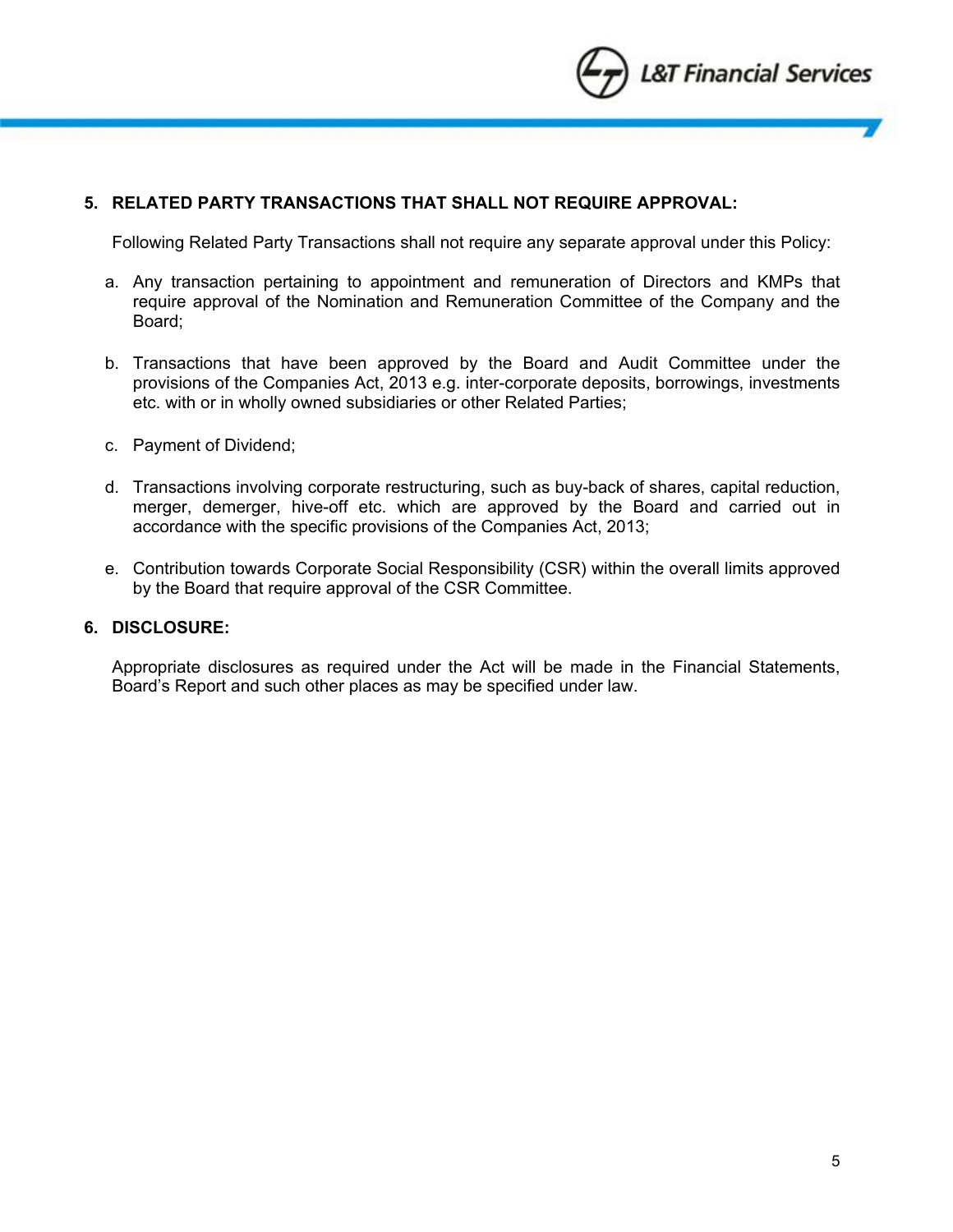## 5. RELATED PARTY TRANSACTIONS THAT SHALL NOT REQUIRE APPROVAL:

Following Related Party Transactions shall not require any separate approval under this Policy:

a. Any transaction pertaining to appointment and remuneration of Directors and KMPs that require approval of the Nomination and Remuneration Committee of the Company and the Board;

b. Transactions that have been approved by the Board and Audit Committee under the provisions of the Companies Act, 2013 e.g. inter-corporate deposits, borrowings, investments etc. with or in wholly owned subsidiaries or other Related Parties;

c. Payment of Dividend;

d. Transactions involving corporate restructuring, such as buy-back of shares, capital reduction, merger, demerger, hive-off etc. which are approved by the Board and carried out in accordance with the specific provisions of the Companies Act, 2013;

e. Contribution towards Corporate Social Responsibility (CSR) within the overall limits approved by the Board that require approval of the CSR Committee.

## 6. DISCLOSURE:

Appropriate disclosures as required under the Act will be made in the Financial Statements, Board's Report and such other places as may be specified under law.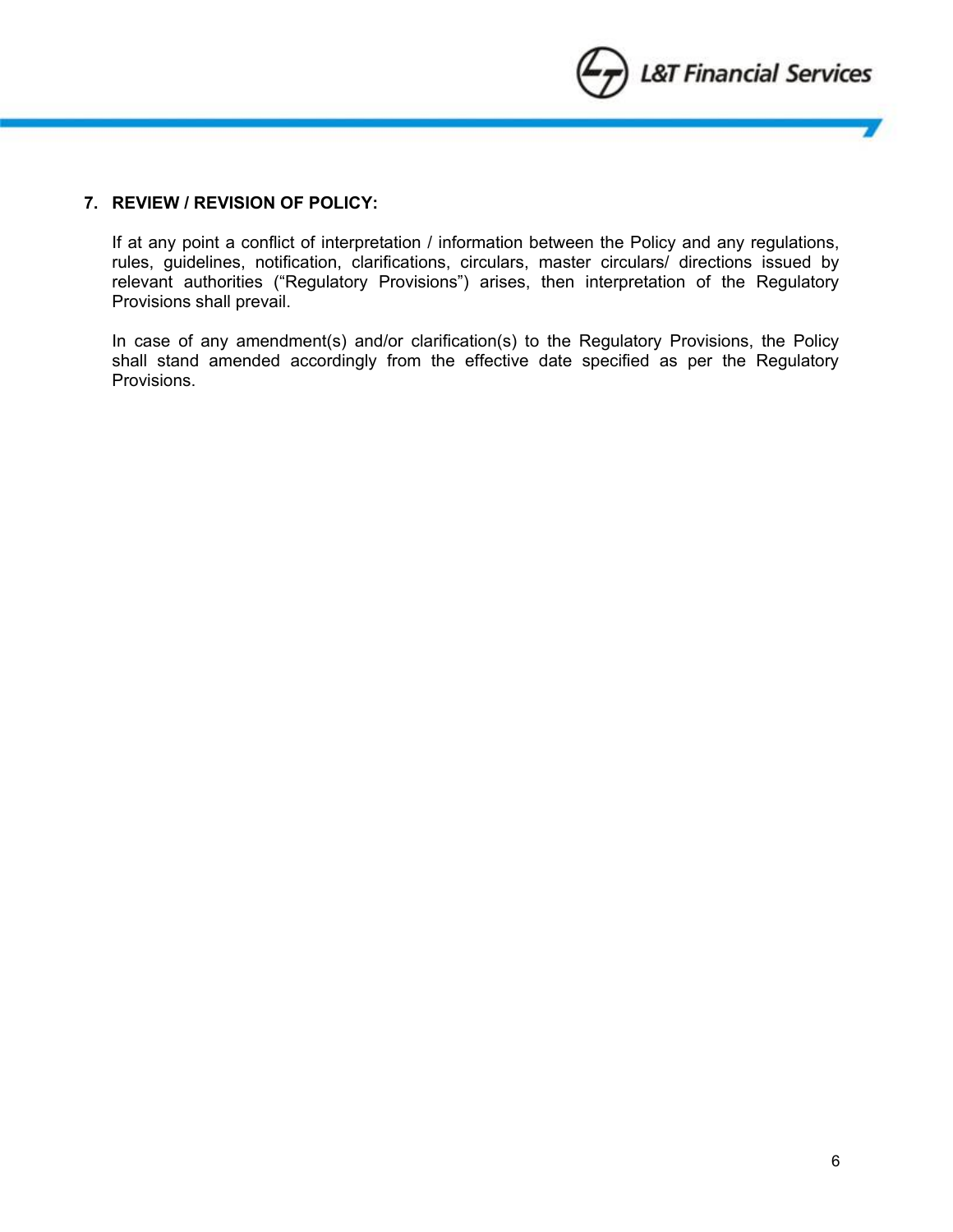## 7. REVIEW / REVISION OF POLICY:

If at any point a conflict of interpretation / information between the Policy and any regulations, rules, guidelines, notification, clarifications, circulars, master circulars/ directions issued by relevant authorities ("Regulatory Provisions") arises, then interpretation of the Regulatory Provisions shall prevail.

In case of any amendment(s) and/or clarification(s) to the Regulatory Provisions, the Policy shall stand amended accordingly from the effective date specified as per the Regulatory Provisions.